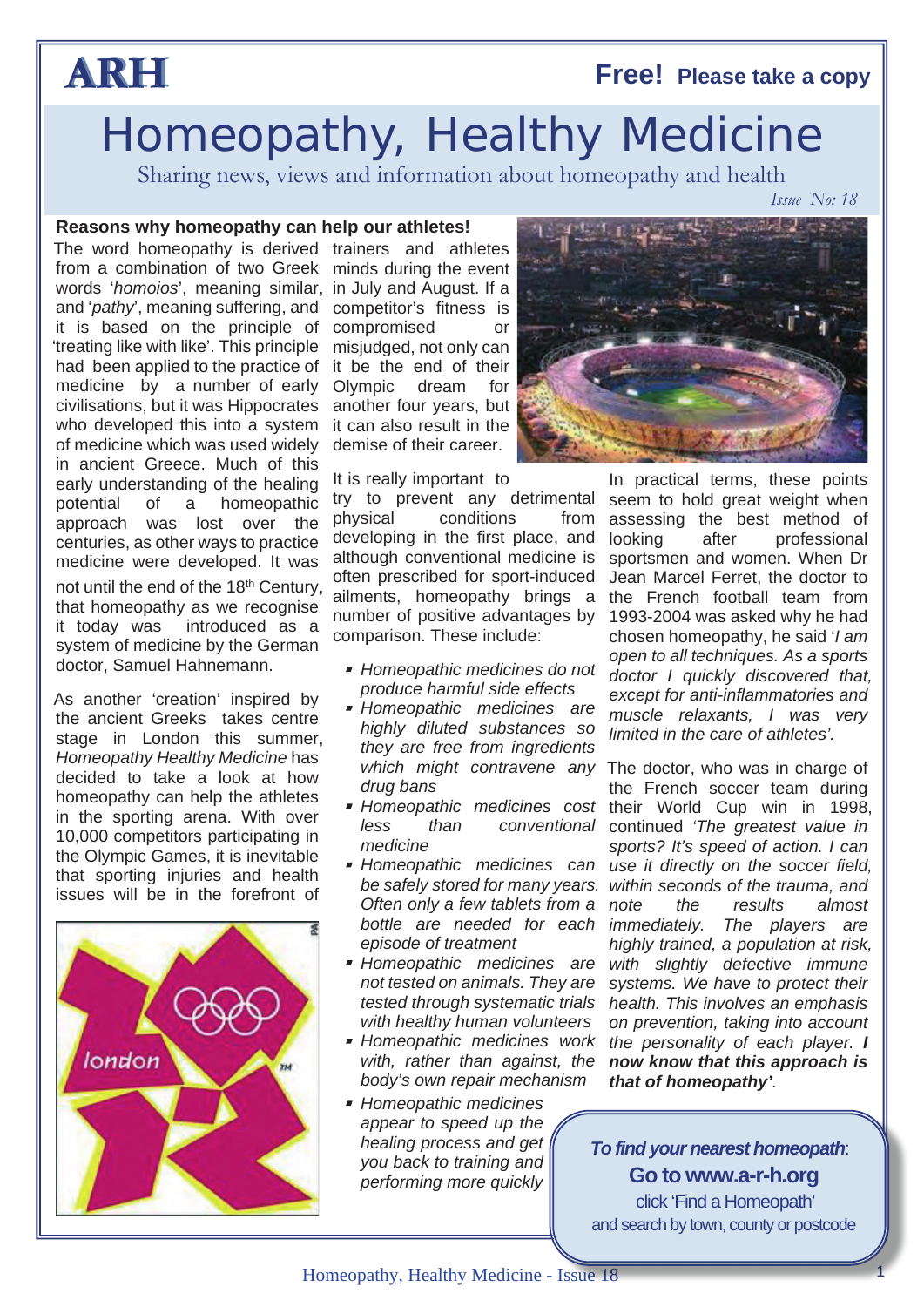ARH

**Free! Please take a copy**

# Homeopathy, Healthy Medicine

Sharing news, views and information about homeopathy and health

*Issue No: 18*

## Reasons why homeopathy can help our athletes!

The word homeopathy is derived from a combination of two Greek words '*homoios*', meaning similar, and '*pathy*', meaning suffering, and it is based on the principle of 'treating like with like'. This principle had been applied to the practice of medicine by a number of early civilisations, but it was Hippocrates who developed this into a system of medicine which was used widely in ancient Greece. Much of this early understanding of the healing potential of a homeopathic approach was lost over the centuries, as other ways to practice medicine were developed. It was not until the end of the 18th Century, that homeopathy as we recognise it today was introduced as a system of medicine by the German doctor, Samuel Hahnemann.

As another 'creation' inspired by the ancient Greeks takes centre stage in London this summer, *Homeopathy Healthy Medicine* has decided to take a look at how homeopathy can help the athletes in the sporting arena. With over 10,000 competitors participating in the Olympic Games, it is inevitable that sporting injuries and health issues will be in the forefront of trainers and athletes minds during the event in July and August. If a competitor's fitness is compromised or misjudged, not only can it be the end of their Olympic dream for another four years, but it can also result in the demise of their career.

It is really important to try to prevent any detrimental physical conditions from developing in the first place, and although conventional medicine is often prescribed for sport-induced ailments, homeopathy brings a number of positive advantages by comparison. These include:

- *Homeopathic medicines do not produce harmful side effects*
- *Homeopathic medicines are highly diluted substances so they are free from ingredients which might contravene any drug bans*
- *Homeopathic medicines cost less than conventional medicine*
- *Homeopathic medicines can be safely stored for many years. Often only a few tablets from a bottle are needed for each episode of treatment*
- *Homeopathic medicines are not tested on animals. They are tested through systematic trials with healthy human volunteers*
- *Homeopathic medicines work with, rather than against, the body's own repair mechanism*
- *Homeopathic medicines appear to speed up the healing process and get you back to training and performing more quickly*

In practical terms, these points seem to hold great weight when assessing the best method of looking after professional sportsmen and women. When Dr Jean Marcel Ferret, the doctor to the French football team from 1993-2004 was asked why he had chosen homeopathy, he said '*I am open to all techniques. As a sports doctor I quickly discovered that, except for anti-inflammatories and muscle relaxants, I was very limited in the care of athletes'.*

The doctor, who was in charge of the French soccer team during their World Cup win in 1998, continued *'The greatest value in sports? It's speed of action. I can use it directly on the soccer field, within seconds of the trauma, and note the results almost immediately. The players are highly trained, a population at risk, with slightly defective immune systems. We have to protect their health. This involves an emphasis on prevention, taking into account the personality of each player.* ***I now know that this approach is that of homeopathy'****.*

***To find your nearest homeopath*:**
**Go to www.a-r-h.org**
click 'Find a Homeopath'
and search by town, county or postcode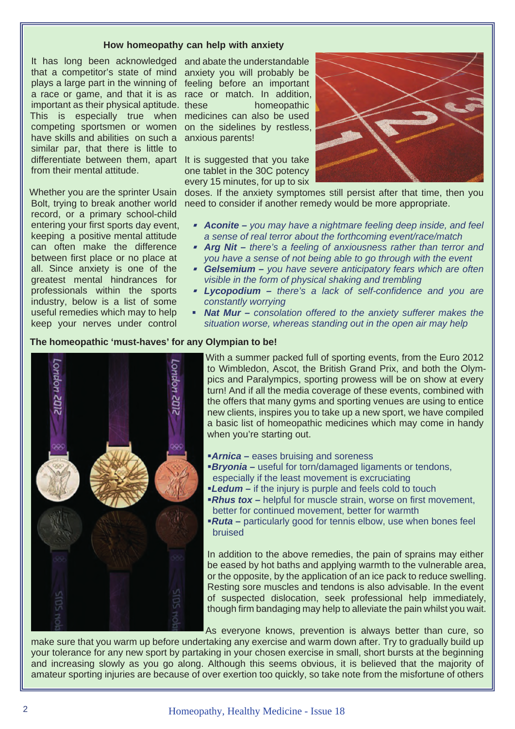## How homeopathy can help with anxiety

It has long been acknowledged that a competitor's state of mind plays a large part in the winning of a race or game, and that it is as important as their physical aptitude. This is especially true when competing sportsmen or women have skills and abilities on such a similar par, that there is little to differentiate between them, apart from their mental attitude.

Whether you are the sprinter Usain Bolt, trying to break another world record, or a primary school-child entering your first sports day event, keeping a positive mental attitude can often make the difference between first place or no place at all. Since anxiety is one of the greatest mental hindrances for professionals within the sports industry, below is a list of some useful remedies which may to help keep your nerves under control and abate the understandable anxiety you will probably be feeling before an important race or match. In addition, these homeopathic medicines can also be used on the sidelines by restless, anxious parents!

It is suggested that you take one tablet in the 30C potency every 15 minutes, for up to six doses. If the anxiety symptoms still persist after that time, then you need to consider if another remedy would be more appropriate.

- ***Aconite –** you may have a nightmare feeling deep inside, and feel a sense of real terror about the forthcoming event/race/match*
- ***Arg Nit –** there's a feeling of anxiousness rather than terror and you have a sense of not being able to go through with the event*
- ***Gelsemium –** you have severe anticipatory fears which are often visible in the form of physical shaking and trembling*
- ***Lycopodium –** there's a lack of self-confidence and you are constantly worrying*
- ***Nat Mur –** consolation offered to the anxiety sufferer makes the situation worse, whereas standing out in the open air may help*

## The homeopathic 'must-haves' for any Olympian to be!

With a summer packed full of sporting events, from the Euro 2012 to Wimbledon, Ascot, the British Grand Prix, and both the Olympics and Paralympics, sporting prowess will be on show at every turn! And if all the media coverage of these events, combined with the offers that many gyms and sporting venues are using to entice new clients, inspires you to take up a new sport, we have compiled a basic list of homeopathic medicines which may come in handy when you're starting out.

- ***Arnica –*** eases bruising and soreness
- ***Bryonia –*** useful for torn/damaged ligaments or tendons, especially if the least movement is excruciating
- ***Ledum –*** if the injury is purple and feels cold to touch
- ***Rhus tox –*** helpful for muscle strain, worse on first movement, better for continued movement, better for warmth
- ***Ruta –*** particularly good for tennis elbow, use when bones feel bruised

In addition to the above remedies, the pain of sprains may either be eased by hot baths and applying warmth to the vulnerable area, or the opposite, by the application of an ice pack to reduce swelling. Resting sore muscles and tendons is also advisable. In the event of suspected dislocation, seek professional help immediately, though firm bandaging may help to alleviate the pain whilst you wait.

As everyone knows, prevention is always better than cure, so make sure that you warm up before undertaking any exercise and warm down after. Try to gradually build up your tolerance for any new sport by partaking in your chosen exercise in small, short bursts at the beginning and increasing slowly as you go along. Although this seems obvious, it is believed that the majority of amateur sporting injuries are because of over exertion too quickly, so take note from the misfortune of others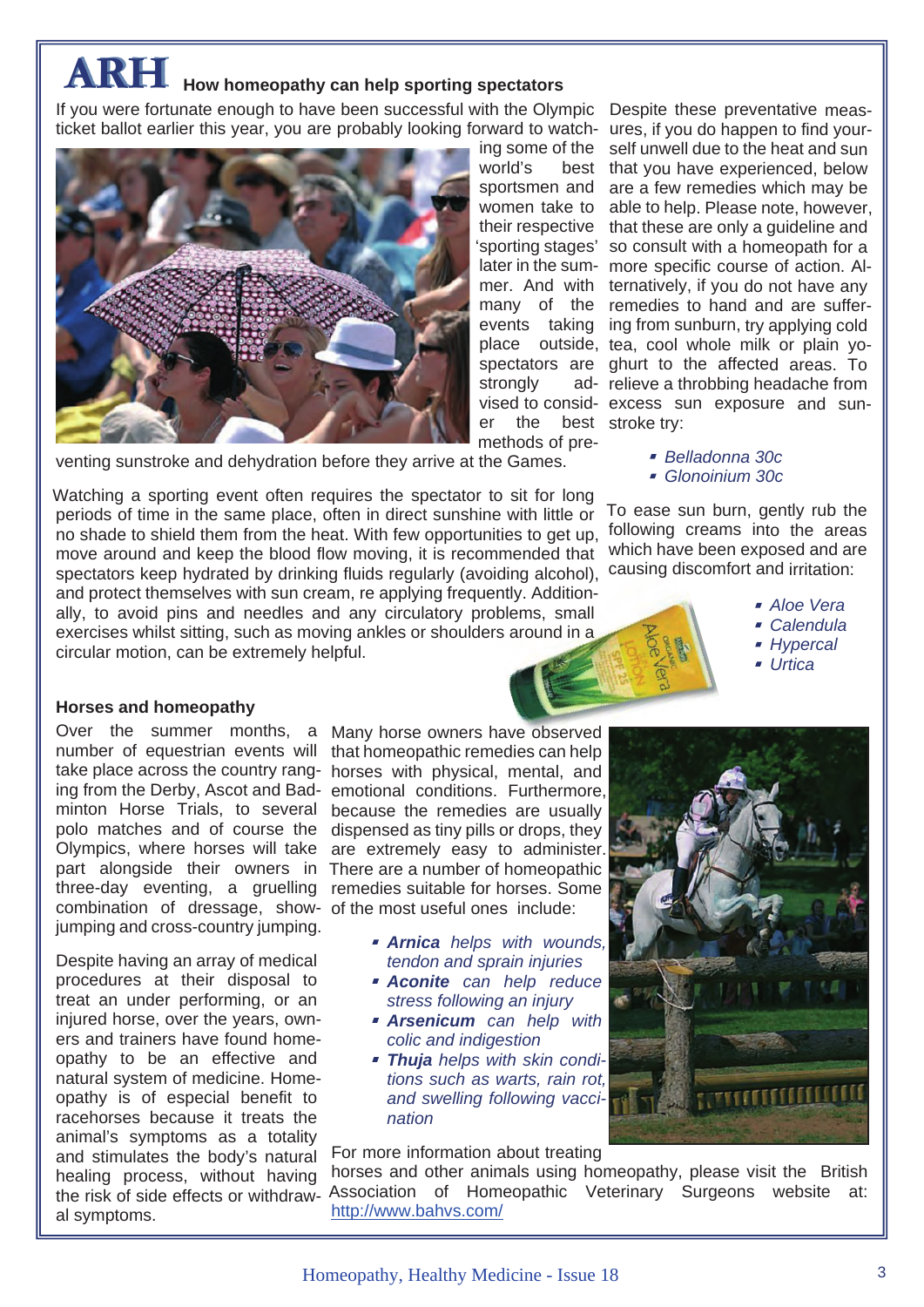# ARH How homeopathy can help sporting spectators

If you were fortunate enough to have been successful with the Olympic ticket ballot earlier this year, you are probably looking forward to watching some of the world's best sportsmen and women take to their respective 'sporting stages' later in the summer. And with many of the events taking place outside, spectators are strongly advised to consider the best methods of preventing sunstroke and dehydration before they arrive at the Games.

Watching a sporting event often requires the spectator to sit for long periods of time in the same place, often in direct sunshine with little or no shade to shield them from the heat. With few opportunities to get up, move around and keep the blood flow moving, it is recommended that spectators keep hydrated by drinking fluids regularly (avoiding alcohol), and protect themselves with sun cream, re applying frequently. Additionally, to avoid pins and needles and any circulatory problems, small exercises whilst sitting, such as moving ankles or shoulders around in a circular motion, can be extremely helpful.

Despite these preventative measures, if you do happen to find yourself unwell due to the heat and sun that you have experienced, below are a few remedies which may be able to help. Please note, however, that these are only a guideline and so consult with a homeopath for a more specific course of action. Alternatively, if you do not have any remedies to hand and are suffering from sunburn, try applying cold tea, cool whole milk or plain yoghurt to the affected areas. To relieve a throbbing headache from excess sun exposure and sunstroke try:

- *Belladonna 30c*
- *Glonoinium 30c*

To ease sun burn, gently rub the following creams into the areas which have been exposed and are causing discomfort and irritation:

- *Aloe Vera*
- *Calendula*
- *Hypercal*
- *Urtica*

### Horses and homeopathy

Over the summer months, a number of equestrian events will take place across the country ranging from the Derby, Ascot and Badminton Horse Trials, to several polo matches and of course the Olympics, where horses will take part alongside their owners in three-day eventing, a gruelling combination of dressage, show-jumping and cross-country jumping.

Despite having an array of medical procedures at their disposal to treat an under performing, or an injured horse, over the years, owners and trainers have found homeopathy to be an effective and natural system of medicine. Homeopathy is of especial benefit to racehorses because it treats the animal's symptoms as a totality and stimulates the body's natural healing process, without having the risk of side effects or withdrawal symptoms.

Many horse owners have observed that homeopathic remedies can help horses with physical, mental, and emotional conditions. Furthermore, because the remedies are usually dispensed as tiny pills or drops, they are extremely easy to administer. There are a number of homeopathic remedies suitable for horses. Some of the most useful ones include:

- ***Arnica** helps with wounds, tendon and sprain injuries*
- ***Aconite** can help reduce stress following an injury*
- ***Arsenicum** can help with colic and indigestion*
- ***Thuja** helps with skin conditions such as warts, rain rot, and swelling following vaccination*

For more information about treating horses and other animals using homeopathy, please visit the British Association of Homeopathic Veterinary Surgeons website at: http://www.bahvs.com/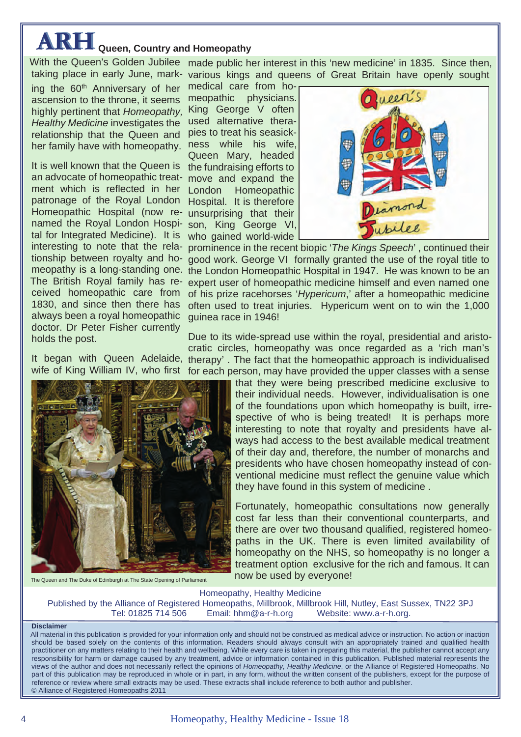# ARH Queen, Country and Homeopathy

With the Queen's Golden Jubilee taking place in early June, marking the 60th Anniversary of her ascension to the throne, it seems highly pertinent that *Homeopathy, Healthy Medicine* investigates the relationship that the Queen and her family have with homeopathy.

It is well known that the Queen is an advocate of homeopathic treatment which is reflected in her patronage of the Royal London Homeopathic Hospital (now renamed the Royal London Hospital for Integrated Medicine). It is interesting to note that the relationship between royalty and homeopathy is a long-standing one. The British Royal family has received homeopathic care from 1830, and since then there has always been a royal homeopathic doctor. Dr Peter Fisher currently holds the post.

It began with Queen Adelaide, wife of King William IV, who first made public her interest in this 'new medicine' in 1835. Since then, various kings and queens of Great Britain have openly sought medical care from homeopathic physicians. King George V often used alternative therapies to treat his seasickness while his wife, Queen Mary, headed the fundraising efforts to move and expand the London Homeopathic Hospital. It is therefore unsurprising that their son, King George VI, who gained world-wide prominence in the recent biopic '*The Kings Speech*' , continued their good work. George VI formally granted the use of the royal title to the London Homeopathic Hospital in 1947. He was known to be an expert user of homeopathic medicine himself and even named one of his prize racehorses '*Hypericum*,' after a homeopathic medicine often used to treat injuries. Hypericum went on to win the 1,000 guinea race in 1946!

Due to its wide-spread use within the royal, presidential and aristocratic circles, homeopathy was once regarded as a 'rich man's therapy' . The fact that the homeopathic approach is individualised for each person, may have provided the upper classes with a sense that they were being prescribed medicine exclusive to their individual needs. However, individualisation is one of the foundations upon which homeopathy is built, irrespective of who is being treated! It is perhaps more interesting to note that royalty and presidents have always had access to the best available medical treatment of their day and, therefore, the number of monarchs and presidents who have chosen homeopathy instead of conventional medicine must reflect the genuine value which they have found in this system of medicine .

The Queen and The Duke of Edinburgh at The State Opening of Parliament

Fortunately, homeopathic consultations now generally cost far less than their conventional counterparts, and there are over two thousand qualified, registered homeopaths in the UK. There is even limited availability of homeopathy on the NHS, so homeopathy is no longer a treatment option exclusive for the rich and famous. It can now be used by everyone!

Homeopathy, Healthy Medicine
Published by the Alliance of Registered Homeopaths, Millbrook, Millbrook Hill, Nutley, East Sussex, TN22 3PJ
Tel: 01825 714 506 Email: hhm@a-r-h.org Website: www.a-r-h.org.

**Disclaimer**

All material in this publication is provided for your information only and should not be construed as medical advice or instruction. No action or inaction should be based solely on the contents of this information. Readers should always consult with an appropriately trained and qualified health practitioner on any matters relating to their health and wellbeing. While every care is taken in preparing this material, the publisher cannot accept any responsibility for harm or damage caused by any treatment, advice or information contained in this publication. Published material represents the views of the author and does not necessarily reflect the opinions of *Homeopathy, Healthy Medicine*, or the Alliance of Registered Homeopaths. No part of this publication may be reproduced in whole or in part, in any form, without the written consent of the publishers, except for the purpose of reference or review where small extracts may be used. These extracts shall include reference to both author and publisher.
© Alliance of Registered Homeopaths 2011